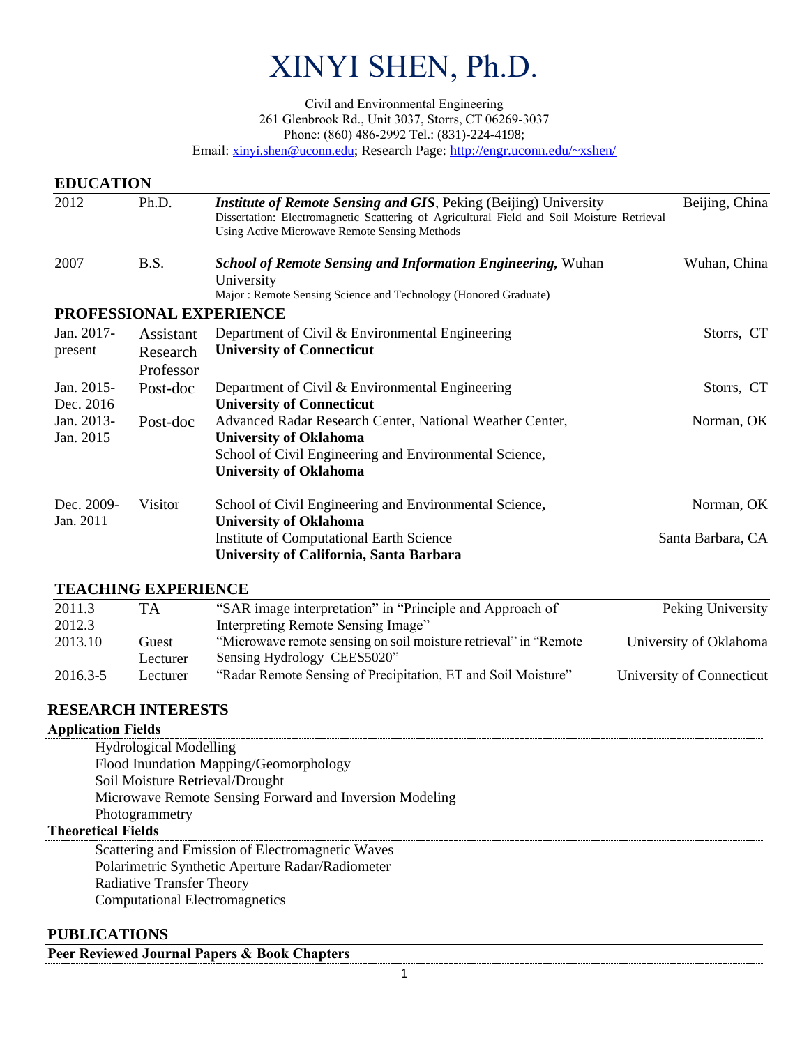# XINYI SHEN, Ph.D.

Civil and Environmental Engineering
261 Glenbrook Rd., Unit 3037, Storrs, CT 06269-3037
Phone: (860) 486-2992 Tel.: (831)-224-4198;
Email: xinyi.shen@uconn.edu; Research Page: http://engr.uconn.edu/~xshen/

## EDUCATION

| | | | |
|---|---|---|---|
| 2012 | Ph.D. | ***Institute of Remote Sensing and GIS***, Peking (Beijing) University<br>Dissertation: Electromagnetic Scattering of Agricultural Field and Soil Moisture Retrieval Using Active Microwave Remote Sensing Methods | Beijing, China |
| 2007 | B.S. | ***School of Remote Sensing and Information Engineering,*** Wuhan University<br>Major : Remote Sensing Science and Technology (Honored Graduate) | Wuhan, China |

## PROFESSIONAL EXPERIENCE

| | | | |
|---|---|---|---|
| Jan. 2017-present | Assistant Research Professor | Department of Civil & Environmental Engineering<br>**University of Connecticut** | Storrs, CT |
| Jan. 2015-Dec. 2016 | Post-doc | Department of Civil & Environmental Engineering<br>**University of Connecticut** | Storrs, CT |
| Jan. 2013-Jan. 2015 | Post-doc | Advanced Radar Research Center, National Weather Center,<br>**University of Oklahoma**<br>School of Civil Engineering and Environmental Science,<br>**University of Oklahoma** | Norman, OK |
| Dec. 2009-Jan. 2011 | Visitor | School of Civil Engineering and Environmental Science,<br>**University of Oklahoma**<br>Institute of Computational Earth Science<br>**University of California, Santa Barbara** | Norman, OK<br>Santa Barbara, CA |

## TEACHING EXPERIENCE

| | | | |
|---|---|---|---|
| 2011.3<br>2012.3 | TA | "SAR image interpretation" in "Principle and Approach of Interpreting Remote Sensing Image" | Peking University |
| 2013.10 | Guest Lecturer | "Microwave remote sensing on soil moisture retrieval" in "Remote Sensing Hydrology CEES5020" | University of Oklahoma |
| 2016.3-5 | Lecturer | "Radar Remote Sensing of Precipitation, ET and Soil Moisture" | University of Connecticut |

## RESEARCH INTERESTS

### Application Fields

- Hydrological Modelling
- Flood Inundation Mapping/Geomorphology
- Soil Moisture Retrieval/Drought
- Microwave Remote Sensing Forward and Inversion Modeling
- Photogrammetry

### Theoretical Fields

- Scattering and Emission of Electromagnetic Waves
- Polarimetric Synthetic Aperture Radar/Radiometer
- Radiative Transfer Theory
- Computational Electromagnetics

## PUBLICATIONS

### Peer Reviewed Journal Papers & Book Chapters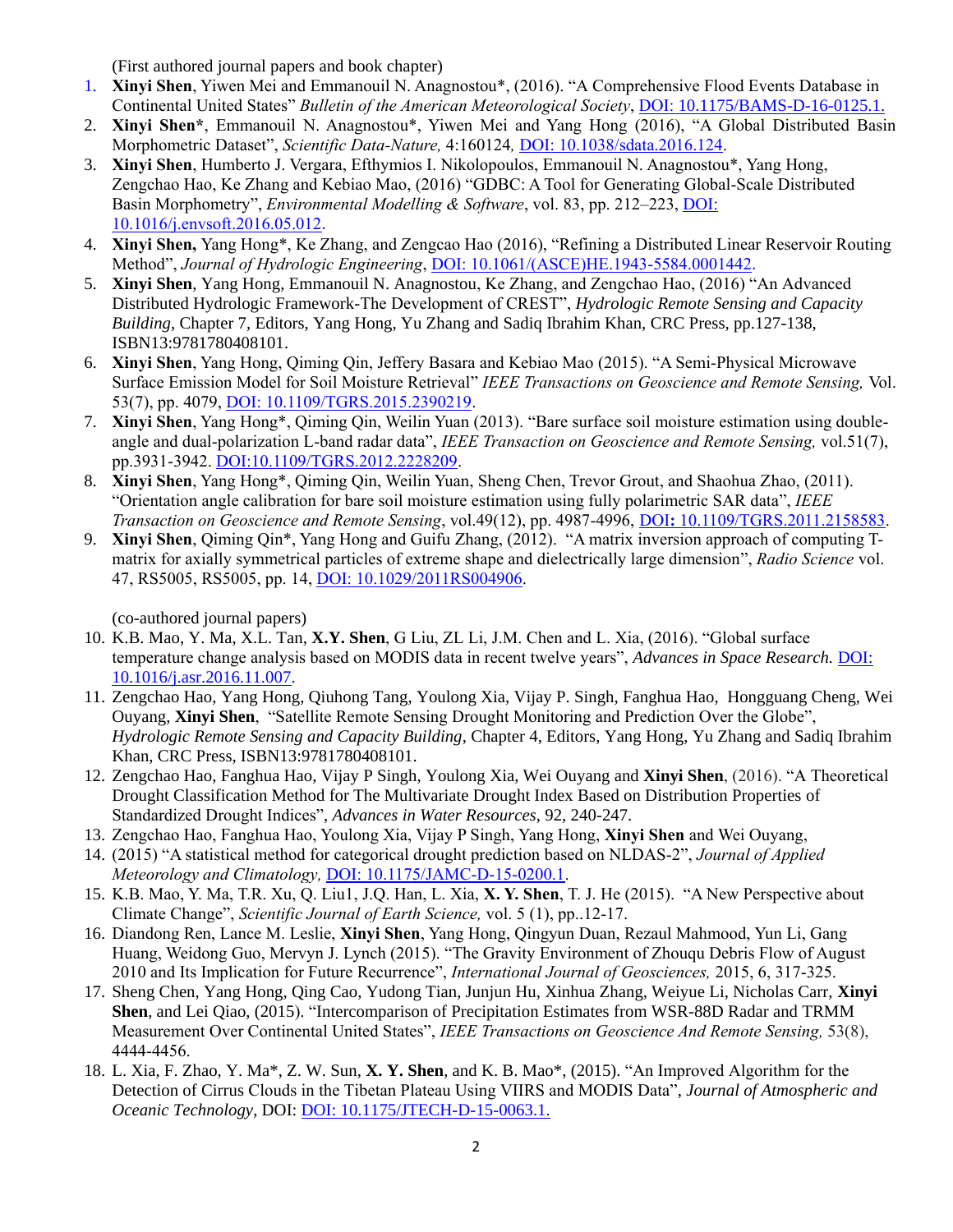(First authored journal papers and book chapter)

1. **Xinyi Shen**, Yiwen Mei and Emmanouil N. Anagnostou*, (2016). "A Comprehensive Flood Events Database in Continental United States" *Bulletin of the American Meteorological Society*, DOI: 10.1175/BAMS-D-16-0125.1.
2. **Xinyi Shen***, Emmanouil N. Anagnostou*, Yiwen Mei and Yang Hong (2016), "A Global Distributed Basin Morphometric Dataset", *Scientific Data-Nature,* 4:160124*,* DOI: 10.1038/sdata.2016.124.
3. **Xinyi Shen**, Humberto J. Vergara, Efthymios I. Nikolopoulos, Emmanouil N. Anagnostou*, Yang Hong, Zengchao Hao, Ke Zhang and Kebiao Mao, (2016) "GDBC: A Tool for Generating Global-Scale Distributed Basin Morphometry", *Environmental Modelling & Software*, vol. 83, pp. 212–223, DOI: 10.1016/j.envsoft.2016.05.012.
4. **Xinyi Shen,** Yang Hong*, Ke Zhang, and Zengcao Hao (2016), "Refining a Distributed Linear Reservoir Routing Method", *Journal of Hydrologic Engineering*, DOI: 10.1061/(ASCE)HE.1943-5584.0001442.
5. **Xinyi Shen**, Yang Hong, Emmanouil N. Anagnostou, Ke Zhang, and Zengchao Hao, (2016) "An Advanced Distributed Hydrologic Framework-The Development of CREST", *Hydrologic Remote Sensing and Capacity Building*, Chapter 7, Editors, Yang Hong, Yu Zhang and Sadiq Ibrahim Khan, CRC Press, pp.127-138, ISBN13:9781780408101.
6. **Xinyi Shen**, Yang Hong, Qiming Qin, Jeffery Basara and Kebiao Mao (2015). "A Semi-Physical Microwave Surface Emission Model for Soil Moisture Retrieval" *IEEE Transactions on Geoscience and Remote Sensing,* Vol. 53(7), pp. 4079, DOI: 10.1109/TGRS.2015.2390219.
7. **Xinyi Shen**, Yang Hong*, Qiming Qin, Weilin Yuan (2013). "Bare surface soil moisture estimation using double-angle and dual-polarization L-band radar data", *IEEE Transaction on Geoscience and Remote Sensing,* vol.51(7), pp.3931-3942. DOI:10.1109/TGRS.2012.2228209.
8. **Xinyi Shen**, Yang Hong*, Qiming Qin, Weilin Yuan, Sheng Chen, Trevor Grout, and Shaohua Zhao, (2011). "Orientation angle calibration for bare soil moisture estimation using fully polarimetric SAR data", *IEEE Transaction on Geoscience and Remote Sensing*, vol.49(12), pp. 4987-4996, **DOI:** 10.1109/TGRS.2011.2158583.
9. **Xinyi Shen**, Qiming Qin*, Yang Hong and Guifu Zhang, (2012). "A matrix inversion approach of computing T-matrix for axially symmetrical particles of extreme shape and dielectrically large dimension", *Radio Science* vol. 47, RS5005, RS5005, pp. 14, DOI: 10.1029/2011RS004906.

(co-authored journal papers)

10. K.B. Mao, Y. Ma, X.L. Tan, **X.Y. Shen**, G Liu, ZL Li, J.M. Chen and L. Xia, (2016). "Global surface temperature change analysis based on MODIS data in recent twelve years", *Advances in Space Research.* DOI: 10.1016/j.asr.2016.11.007.
11. Zengchao Hao, Yang Hong, Qiuhong Tang, Youlong Xia, Vijay P. Singh, Fanghua Hao, Hongguang Cheng, Wei Ouyang, **Xinyi Shen**, "Satellite Remote Sensing Drought Monitoring and Prediction Over the Globe", *Hydrologic Remote Sensing and Capacity Building*, Chapter 4, Editors, Yang Hong, Yu Zhang and Sadiq Ibrahim Khan, CRC Press, ISBN13:9781780408101.
12. Zengchao Hao, Fanghua Hao, Vijay P Singh, Youlong Xia, Wei Ouyang and **Xinyi Shen**, (2016). "A Theoretical Drought Classification Method for The Multivariate Drought Index Based on Distribution Properties of Standardized Drought Indices", *Advances in Water Resources*, 92, 240-247.
13. Zengchao Hao, Fanghua Hao, Youlong Xia, Vijay P Singh, Yang Hong, **Xinyi Shen** and Wei Ouyang,
14. (2015) "A statistical method for categorical drought prediction based on NLDAS-2", *Journal of Applied Meteorology and Climatology,* DOI: 10.1175/JAMC-D-15-0200.1.
15. K.B. Mao, Y. Ma, T.R. Xu, Q. Liu1, J.Q. Han, L. Xia, **X. Y. Shen**, T. J. He (2015). "A New Perspective about Climate Change", *Scientific Journal of Earth Science,* vol. 5 (1), pp..12-17.
16. Diandong Ren, Lance M. Leslie, **Xinyi Shen**, Yang Hong, Qingyun Duan, Rezaul Mahmood, Yun Li, Gang Huang, Weidong Guo, Mervyn J. Lynch (2015). "The Gravity Environment of Zhouqu Debris Flow of August 2010 and Its Implication for Future Recurrence", *International Journal of Geosciences,* 2015, 6, 317-325.
17. Sheng Chen, Yang Hong, Qing Cao, Yudong Tian, Junjun Hu, Xinhua Zhang, Weiyue Li, Nicholas Carr, **Xinyi Shen**, and Lei Qiao, (2015). "Intercomparison of Precipitation Estimates from WSR-88D Radar and TRMM Measurement Over Continental United States", *IEEE Transactions on Geoscience And Remote Sensing,* 53(8), 4444-4456.
18. L. Xia, F. Zhao, Y. Ma*, Z. W. Sun, **X. Y. Shen**, and K. B. Mao*, (2015). "An Improved Algorithm for the Detection of Cirrus Clouds in the Tibetan Plateau Using VIIRS and MODIS Data", *Journal of Atmospheric and Oceanic Technology*, DOI: DOI: 10.1175/JTECH-D-15-0063.1.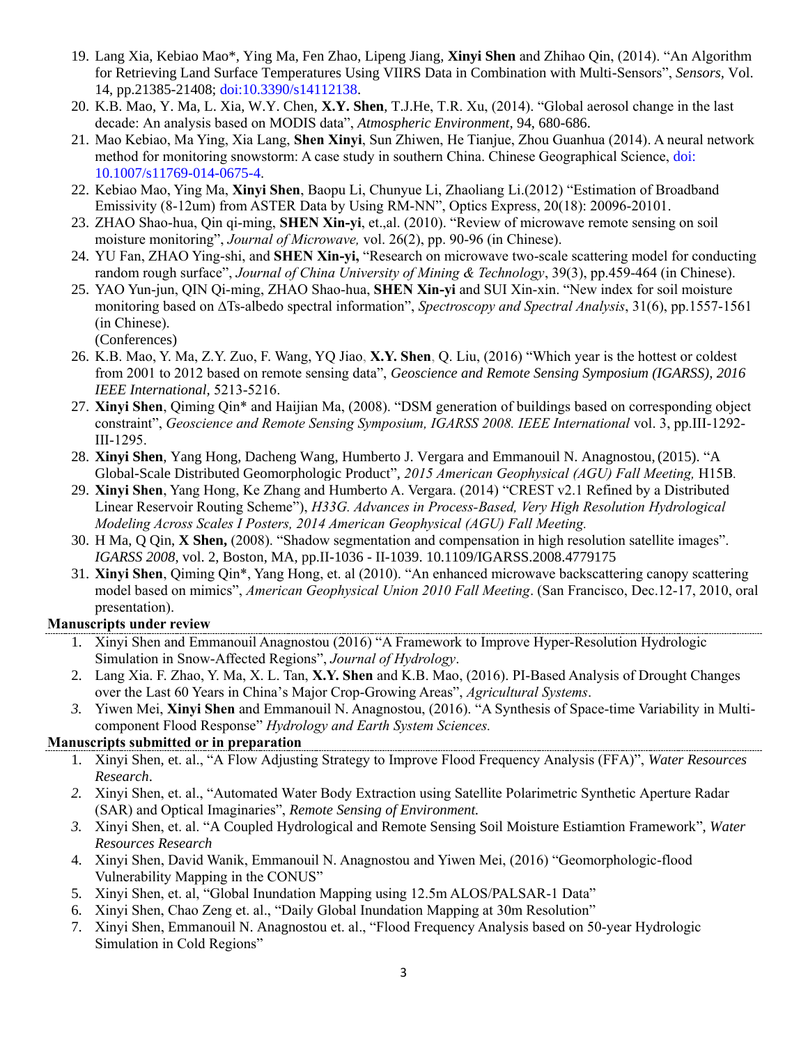19. Lang Xia, Kebiao Mao*, Ying Ma, Fen Zhao, Lipeng Jiang, **Xinyi Shen** and Zhihao Qin, (2014). "An Algorithm for Retrieving Land Surface Temperatures Using VIIRS Data in Combination with Multi-Sensors", *Sensors*, Vol. 14, pp.21385-21408; doi:10.3390/s14112138.
20. K.B. Mao, Y. Ma, L. Xia, W.Y. Chen, **X.Y. Shen**, T.J.He, T.R. Xu, (2014). "Global aerosol change in the last decade: An analysis based on MODIS data", *Atmospheric Environment,* 94, 680-686.
21. Mao Kebiao, Ma Ying, Xia Lang, **Shen Xinyi**, Sun Zhiwen, He Tianjue, Zhou Guanhua (2014). A neural network method for monitoring snowstorm: A case study in southern China. Chinese Geographical Science, doi: 10.1007/s11769-014-0675-4.
22. Kebiao Mao, Ying Ma, **Xinyi Shen**, Baopu Li, Chunyue Li, Zhaoliang Li.(2012) "Estimation of Broadband Emissivity (8-12um) from ASTER Data by Using RM-NN", Optics Express, 20(18): 20096-20101.
23. ZHAO Shao-hua, Qin qi-ming, **SHEN Xin-yi**, et.,al. (2010). "Review of microwave remote sensing on soil moisture monitoring", *Journal of Microwave,* vol. 26(2), pp. 90-96 (in Chinese).
24. YU Fan, ZHAO Ying-shi, and **SHEN Xin-yi,** "Research on microwave two-scale scattering model for conducting random rough surface", *Journal of China University of Mining & Technology*, 39(3), pp.459-464 (in Chinese).
25. YAO Yun-jun, QIN Qi-ming, ZHAO Shao-hua, **SHEN Xin-yi** and SUI Xin-xin. "New index for soil moisture monitoring based on ΔTs-albedo spectral information", *Spectroscopy and Spectral Analysis*, 31(6), pp.1557-1561 (in Chinese).
   (Conferences)
26. K.B. Mao, Y. Ma, Z.Y. Zuo, F. Wang, YQ Jiao, **X.Y. Shen**, Q. Liu, (2016) "Which year is the hottest or coldest from 2001 to 2012 based on remote sensing data", *Geoscience and Remote Sensing Symposium (IGARSS), 2016 IEEE International,* 5213-5216.
27. **Xinyi Shen**, Qiming Qin* and Haijian Ma, (2008). "DSM generation of buildings based on corresponding object constraint", *Geoscience and Remote Sensing Symposium, IGARSS 2008. IEEE International* vol. 3, pp.III-1292-III-1295.
28. **Xinyi Shen**, Yang Hong, Dacheng Wang, Humberto J. Vergara and Emmanouil N. Anagnostou, (2015). "A Global-Scale Distributed Geomorphologic Product", *2015 American Geophysical (AGU) Fall Meeting,* H15B.
29. **Xinyi Shen**, Yang Hong, Ke Zhang and Humberto A. Vergara. (2014) "CREST v2.1 Refined by a Distributed Linear Reservoir Routing Scheme"), *H33G. Advances in Process-Based, Very High Resolution Hydrological Modeling Across Scales I Posters, 2014 American Geophysical (AGU) Fall Meeting.*
30. H Ma, Q Qin, **X Shen,** (2008). "Shadow segmentation and compensation in high resolution satellite images". *IGARSS 2008*, vol. 2, Boston, MA, pp.II-1036 - II-1039. 10.1109/IGARSS.2008.4779175
31. **Xinyi Shen**, Qiming Qin*, Yang Hong, et. al (2010). "An enhanced microwave backscattering canopy scattering model based on mimics", *American Geophysical Union 2010 Fall Meeting*. (San Francisco, Dec.12-17, 2010, oral presentation).

**Manuscripts under review**

1. Xinyi Shen and Emmanouil Anagnostou (2016) "A Framework to Improve Hyper-Resolution Hydrologic Simulation in Snow-Affected Regions", *Journal of Hydrology*.
2. Lang Xia. F. Zhao, Y. Ma, X. L. Tan, **X.Y. Shen** and K.B. Mao, (2016). PI-Based Analysis of Drought Changes over the Last 60 Years in China's Major Crop-Growing Areas", *Agricultural Systems*.
3. Yiwen Mei, **Xinyi Shen** and Emmanouil N. Anagnostou, (2016). "A Synthesis of Space-time Variability in Multi-component Flood Response" *Hydrology and Earth System Sciences.*

**Manuscripts submitted or in preparation**

1. Xinyi Shen, et. al., "A Flow Adjusting Strategy to Improve Flood Frequency Analysis (FFA)", *Water Resources Research*.
2. Xinyi Shen, et. al., "Automated Water Body Extraction using Satellite Polarimetric Synthetic Aperture Radar (SAR) and Optical Imaginaries", *Remote Sensing of Environment.*
3. Xinyi Shen, et. al. "A Coupled Hydrological and Remote Sensing Soil Moisture Estiamtion Framework", *Water Resources Research*
4. Xinyi Shen, David Wanik, Emmanouil N. Anagnostou and Yiwen Mei, (2016) "Geomorphologic-flood Vulnerability Mapping in the CONUS"
5. Xinyi Shen, et. al, "Global Inundation Mapping using 12.5m ALOS/PALSAR-1 Data"
6. Xinyi Shen, Chao Zeng et. al., "Daily Global Inundation Mapping at 30m Resolution"
7. Xinyi Shen, Emmanouil N. Anagnostou et. al., "Flood Frequency Analysis based on 50-year Hydrologic Simulation in Cold Regions"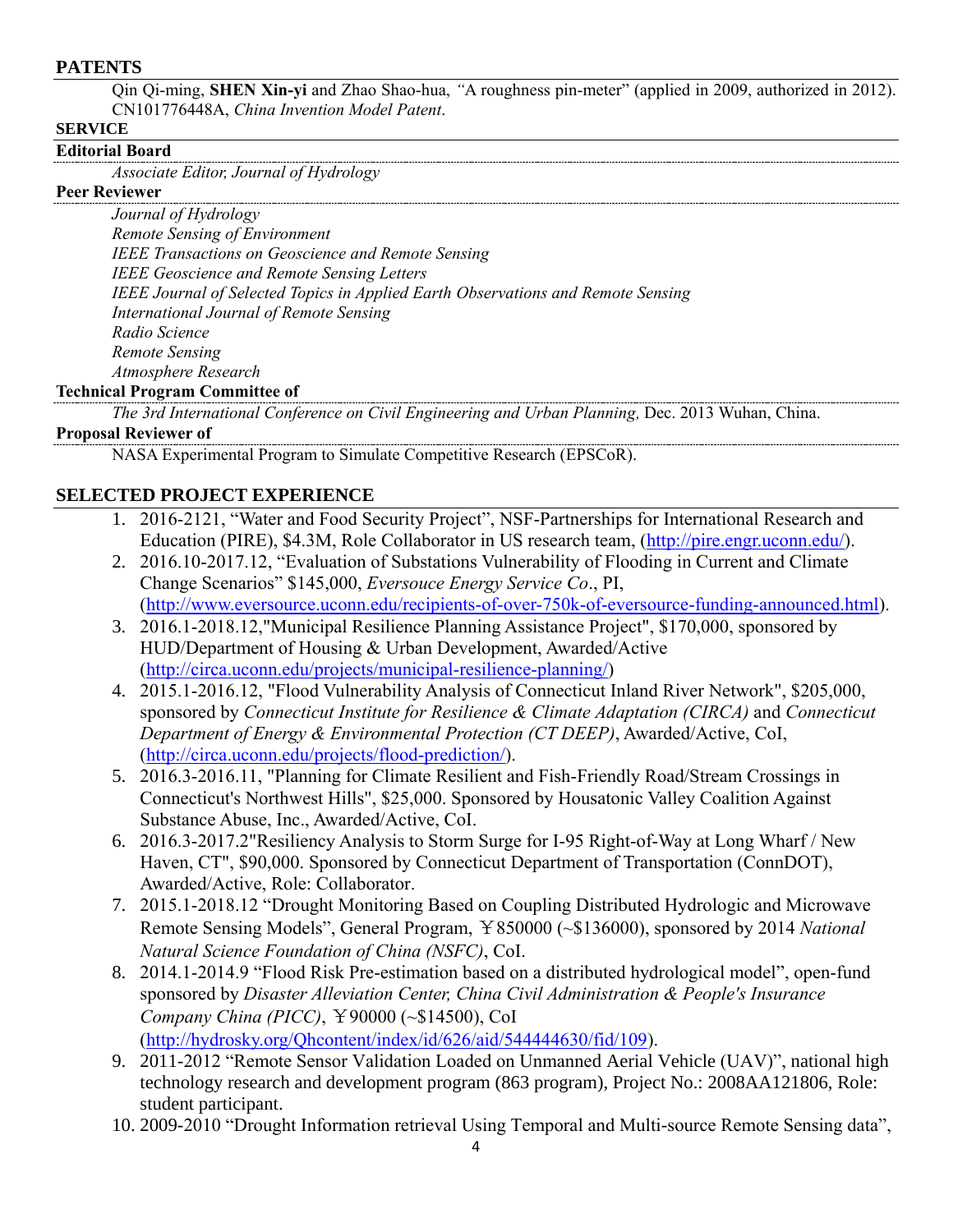## PATENTS

Qin Qi-ming, **SHEN Xin-yi** and Zhao Shao-hua, *"*A roughness pin-meter" (applied in 2009, authorized in 2012). CN101776448A, *China Invention Model Patent*.

## SERVICE

### Editorial Board

*Associate Editor, Journal of Hydrology*

### Peer Reviewer

*Journal of Hydrology*
*Remote Sensing of Environment*
*IEEE Transactions on Geoscience and Remote Sensing*
*IEEE Geoscience and Remote Sensing Letters*
*IEEE Journal of Selected Topics in Applied Earth Observations and Remote Sensing*
*International Journal of Remote Sensing*
*Radio Science*
*Remote Sensing*
*Atmosphere Research*

### Technical Program Committee of

*The 3rd International Conference on Civil Engineering and Urban Planning,* Dec. 2013 Wuhan, China.

### Proposal Reviewer of

NASA Experimental Program to Simulate Competitive Research (EPSCoR).

## SELECTED PROJECT EXPERIENCE

1. 2016-2121, "Water and Food Security Project", NSF-Partnerships for International Research and Education (PIRE), $4.3M, Role Collaborator in US research team, (http://pire.engr.uconn.edu/).
2. 2016.10-2017.12, "Evaluation of Substations Vulnerability of Flooding in Current and Climate Change Scenarios" $145,000, *Eversouce Energy Service Co*., PI, (http://www.eversource.uconn.edu/recipients-of-over-750k-of-eversource-funding-announced.html).
3. 2016.1-2018.12,"Municipal Resilience Planning Assistance Project", $170,000, sponsored by HUD/Department of Housing & Urban Development, Awarded/Active (http://circa.uconn.edu/projects/municipal-resilience-planning/)
4. 2015.1-2016.12, "Flood Vulnerability Analysis of Connecticut Inland River Network", $205,000, sponsored by *Connecticut Institute for Resilience & Climate Adaptation (CIRCA)* and *Connecticut Department of Energy & Environmental Protection (CT DEEP)*, Awarded/Active, CoI, (http://circa.uconn.edu/projects/flood-prediction/).
5. 2016.3-2016.11, "Planning for Climate Resilient and Fish-Friendly Road/Stream Crossings in Connecticut's Northwest Hills", $25,000. Sponsored by Housatonic Valley Coalition Against Substance Abuse, Inc., Awarded/Active, CoI.
6. 2016.3-2017.2"Resiliency Analysis to Storm Surge for I-95 Right-of-Way at Long Wharf / New Haven, CT", $90,000. Sponsored by Connecticut Department of Transportation (ConnDOT), Awarded/Active, Role: Collaborator.
7. 2015.1-2018.12 "Drought Monitoring Based on Coupling Distributed Hydrologic and Microwave Remote Sensing Models", General Program, ￥850000 (~$136000), sponsored by 2014 *National Natural Science Foundation of China (NSFC)*, CoI.
8. 2014.1-2014.9 "Flood Risk Pre-estimation based on a distributed hydrological model", open-fund sponsored by *Disaster Alleviation Center, China Civil Administration & People's Insurance Company China (PICC)*, ￥90000 (~$14500), CoI (http://hydrosky.org/Qhcontent/index/id/626/aid/544444630/fid/109).
9. 2011-2012 "Remote Sensor Validation Loaded on Unmanned Aerial Vehicle (UAV)", national high technology research and development program (863 program), Project No.: 2008AA121806, Role: student participant.
10. 2009-2010 "Drought Information retrieval Using Temporal and Multi-source Remote Sensing data",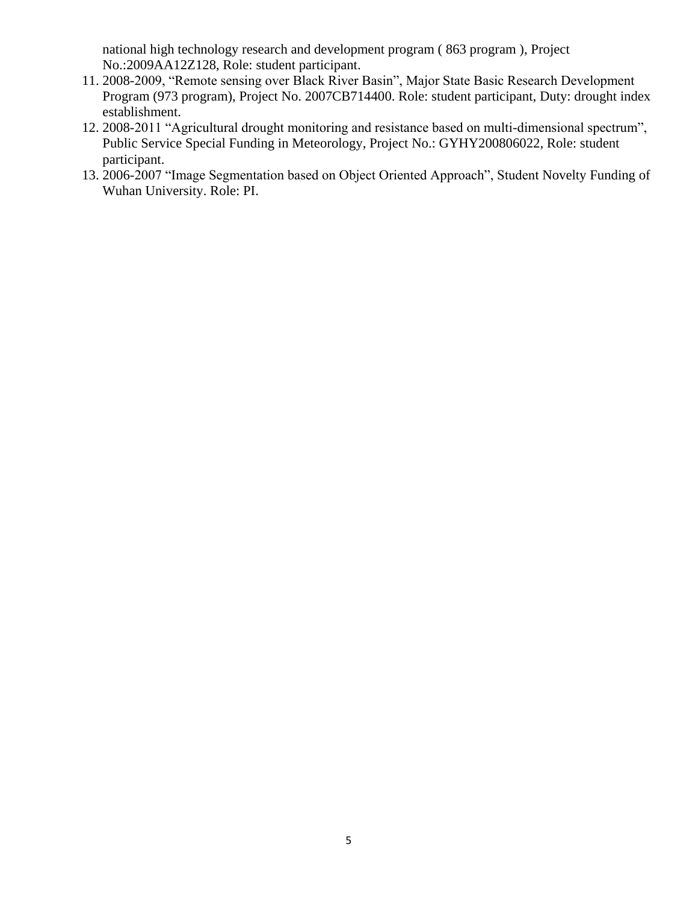national high technology research and development program ( 863 program ), Project No.:2009AA12Z128, Role: student participant.

11. 2008-2009, "Remote sensing over Black River Basin", Major State Basic Research Development Program (973 program), Project No. 2007CB714400. Role: student participant, Duty: drought index establishment.
12. 2008-2011 "Agricultural drought monitoring and resistance based on multi-dimensional spectrum", Public Service Special Funding in Meteorology, Project No.: GYHY200806022, Role: student participant.
13. 2006-2007 "Image Segmentation based on Object Oriented Approach", Student Novelty Funding of Wuhan University. Role: PI.